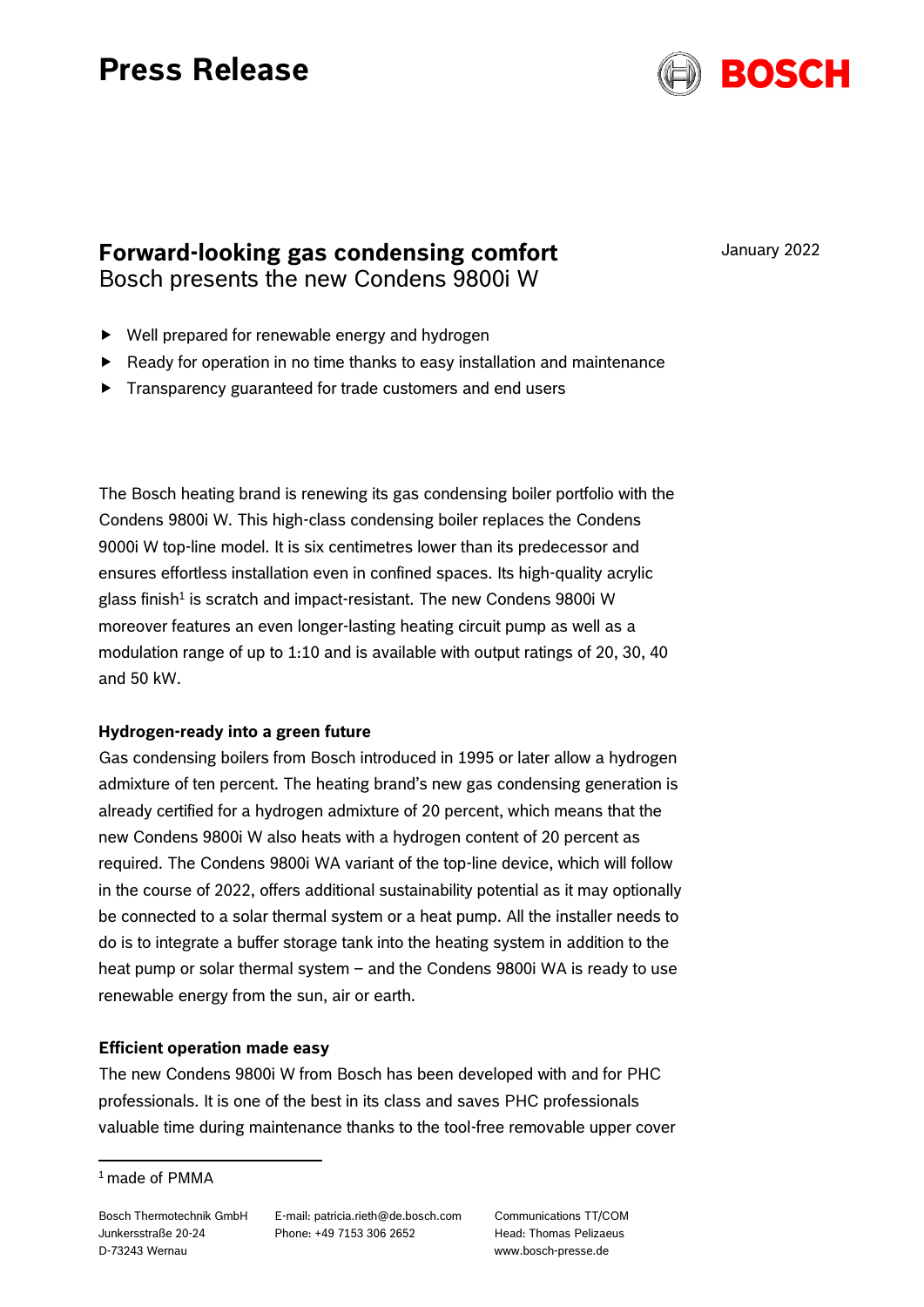# Press Release

## Forward-looking gas condensing comfort

Bosch presents the new Condens 9800i W

January 2022

- Well prepared for renewable energy and hydrogen
- Ready for operation in no time thanks to easy installation and maintenance
- Transparency guaranteed for trade customers and end users

The Bosch heating brand is renewing its gas condensing boiler portfolio with the Condens 9800i W. This high-class condensing boiler replaces the Condens 9000i W top-line model. It is six centimetres lower than its predecessor and ensures effortless installation even in confined spaces. Its high-quality acrylic glass finish[1] is scratch and impact-resistant. The new Condens 9800i W moreover features an even longer-lasting heating circuit pump as well as a modulation range of up to 1:10 and is available with output ratings of 20, 30, 40 and 50 kW.

**Hydrogen-ready into a green future**

Gas condensing boilers from Bosch introduced in 1995 or later allow a hydrogen admixture of ten percent. The heating brand's new gas condensing generation is already certified for a hydrogen admixture of 20 percent, which means that the new Condens 9800i W also heats with a hydrogen content of 20 percent as required. The Condens 9800i WA variant of the top-line device, which will follow in the course of 2022, offers additional sustainability potential as it may optionally be connected to a solar thermal system or a heat pump. All the installer needs to do is to integrate a buffer storage tank into the heating system in addition to the heat pump or solar thermal system – and the Condens 9800i WA is ready to use renewable energy from the sun, air or earth.

**Efficient operation made easy**

The new Condens 9800i W from Bosch has been developed with and for PHC professionals. It is one of the best in its class and saves PHC professionals valuable time during maintenance thanks to the tool-free removable upper cover

[1] made of PMMA

Bosch Thermotechnik GmbH
Junkersstraße 20-24
D-73243 Wernau

E-mail: patricia.rieth@de.bosch.com
Phone: +49 7153 306 2652

Communications TT/COM
Head: Thomas Pelizaeus
www.bosch-presse.de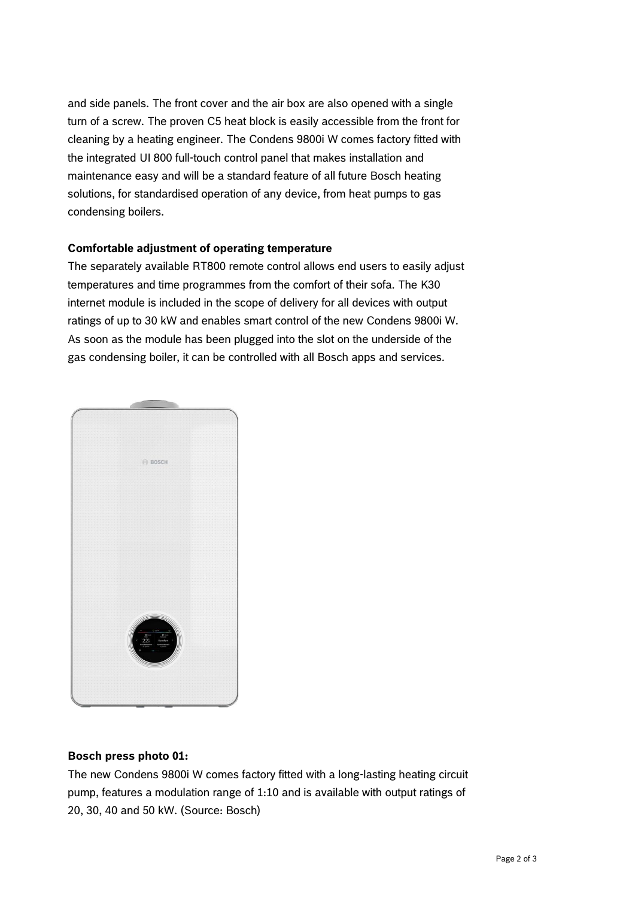and side panels. The front cover and the air box are also opened with a single turn of a screw. The proven C5 heat block is easily accessible from the front for cleaning by a heating engineer. The Condens 9800i W comes factory fitted with the integrated UI 800 full-touch control panel that makes installation and maintenance easy and will be a standard feature of all future Bosch heating solutions, for standardised operation of any device, from heat pumps to gas condensing boilers.

**Comfortable adjustment of operating temperature**

The separately available RT800 remote control allows end users to easily adjust temperatures and time programmes from the comfort of their sofa. The K30 internet module is included in the scope of delivery for all devices with output ratings of up to 30 kW and enables smart control of the new Condens 9800i W. As soon as the module has been plugged into the slot on the underside of the gas condensing boiler, it can be controlled with all Bosch apps and services.

**Bosch press photo 01:**

The new Condens 9800i W comes factory fitted with a long-lasting heating circuit pump, features a modulation range of 1:10 and is available with output ratings of 20, 30, 40 and 50 kW. (Source: Bosch)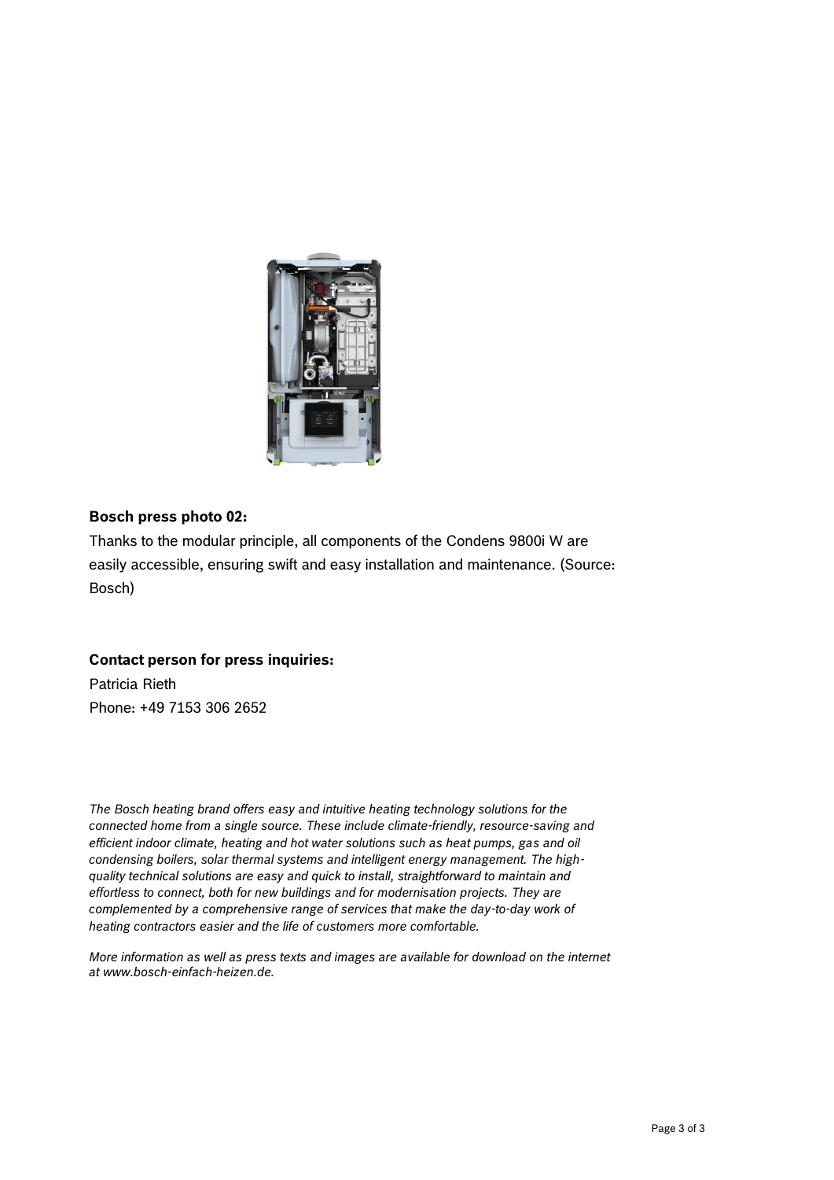**Bosch press photo 02:**

Thanks to the modular principle, all components of the Condens 9800i W are easily accessible, ensuring swift and easy installation and maintenance. (Source: Bosch)

**Contact person for press inquiries:**

Patricia Rieth
Phone: +49 7153 306 2652

*The Bosch heating brand offers easy and intuitive heating technology solutions for the connected home from a single source. These include climate-friendly, resource-saving and efficient indoor climate, heating and hot water solutions such as heat pumps, gas and oil condensing boilers, solar thermal systems and intelligent energy management. The high-quality technical solutions are easy and quick to install, straightforward to maintain and effortless to connect, both for new buildings and for modernisation projects. They are complemented by a comprehensive range of services that make the day-to-day work of heating contractors easier and the life of customers more comfortable.*

*More information as well as press texts and images are available for download on the internet at www.bosch-einfach-heizen.de.*